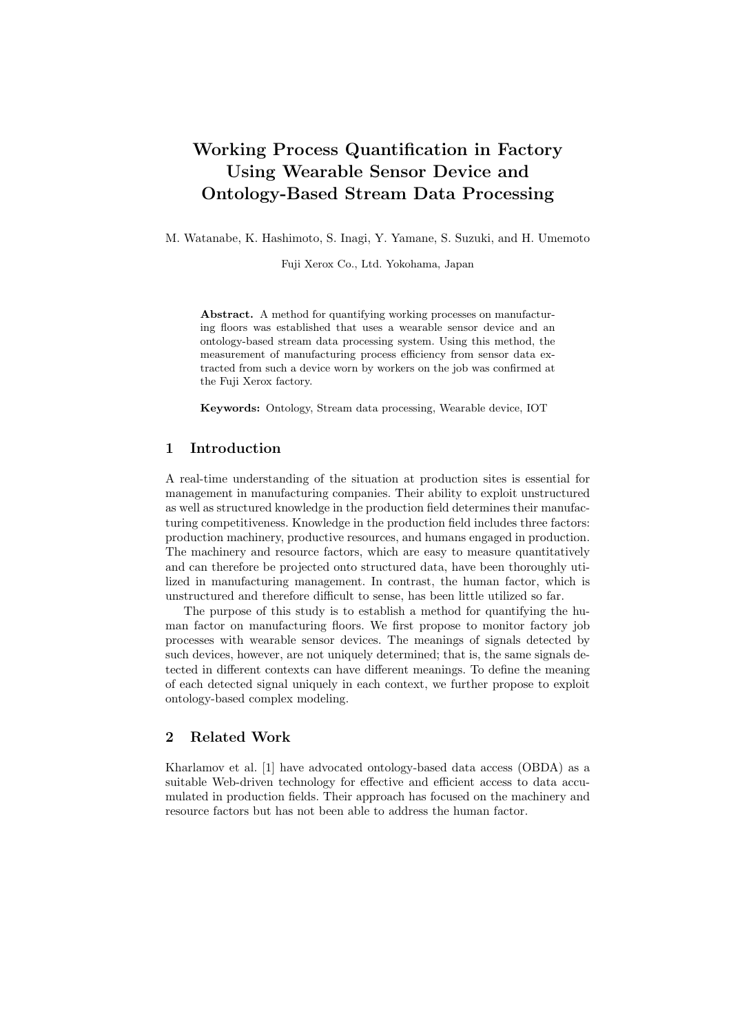# Working Process Quantification in Factory Using Wearable Sensor Device and Ontology-Based Stream Data Processing

M. Watanabe, K. Hashimoto, S. Inagi, Y. Yamane, S. Suzuki, and H. Umemoto

Fuji Xerox Co., Ltd. Yokohama, Japan

**Abstract.** A method for quantifying working processes on manufacturing floors was established that uses a wearable sensor device and an ontology-based stream data processing system. Using this method, the measurement of manufacturing process efficiency from sensor data extracted from such a device worn by workers on the job was confirmed at the Fuji Xerox factory.

**Keywords:** Ontology, Stream data processing, Wearable device, IOT

## 1 Introduction

A real-time understanding of the situation at production sites is essential for management in manufacturing companies. Their ability to exploit unstructured as well as structured knowledge in the production field determines their manufacturing competitiveness. Knowledge in the production field includes three factors: production machinery, productive resources, and humans engaged in production. The machinery and resource factors, which are easy to measure quantitatively and can therefore be projected onto structured data, have been thoroughly utilized in manufacturing management. In contrast, the human factor, which is unstructured and therefore difficult to sense, has been little utilized so far.

The purpose of this study is to establish a method for quantifying the human factor on manufacturing floors. We first propose to monitor factory job processes with wearable sensor devices. The meanings of signals detected by such devices, however, are not uniquely determined; that is, the same signals detected in different contexts can have different meanings. To define the meaning of each detected signal uniquely in each context, we further propose to exploit ontology-based complex modeling.

## 2 Related Work

Kharlamov et al. [1] have advocated ontology-based data access (OBDA) as a suitable Web-driven technology for effective and efficient access to data accumulated in production fields. Their approach has focused on the machinery and resource factors but has not been able to address the human factor.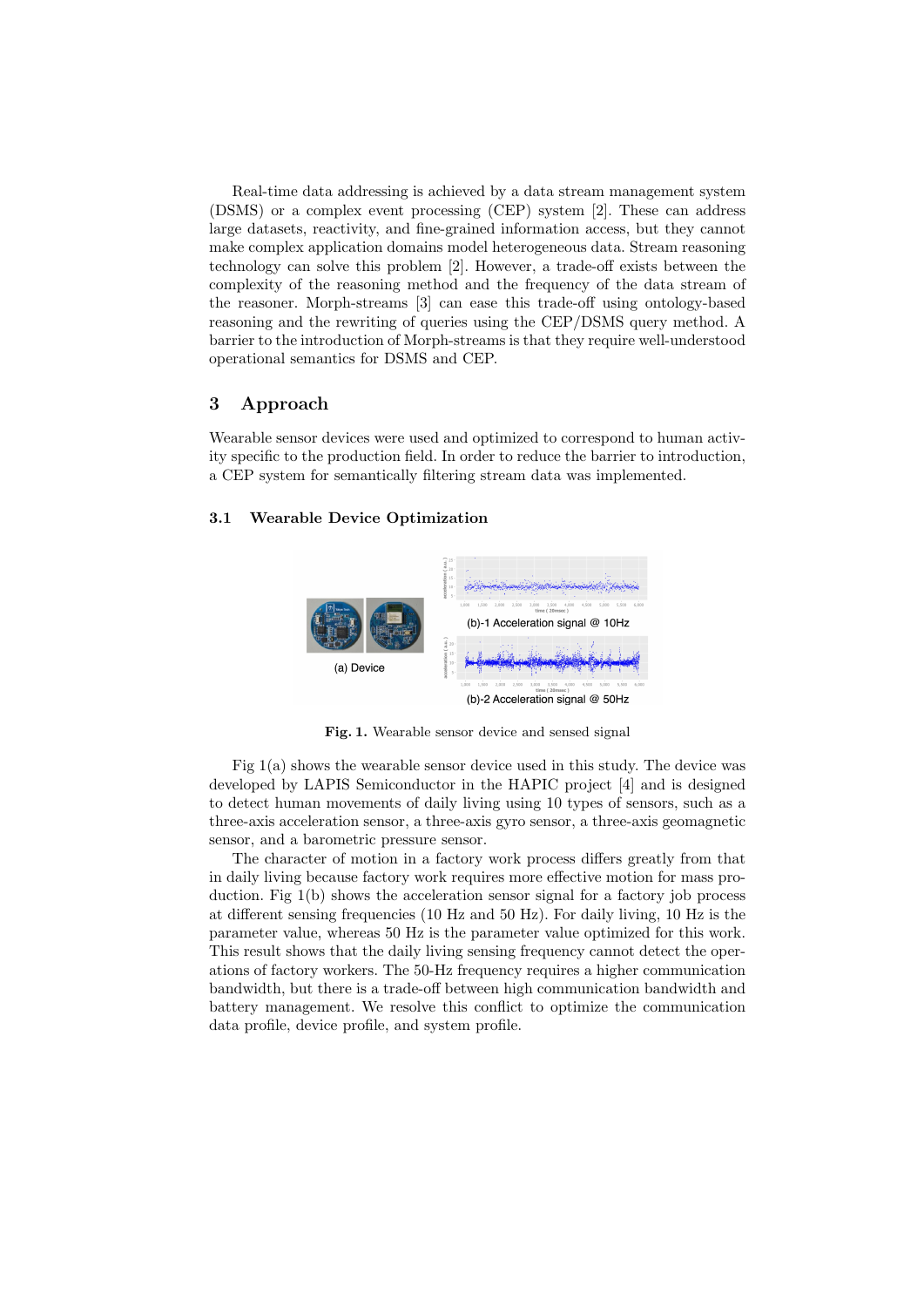Real-time data addressing is achieved by a data stream management system (DSMS) or a complex event processing (CEP) system [2]. These can address large datasets, reactivity, and fine-grained information access, but they cannot make complex application domains model heterogeneous data. Stream reasoning technology can solve this problem [2]. However, a trade-off exists between the complexity of the reasoning method and the frequency of the data stream of the reasoner. Morph-streams [3] can ease this trade-off using ontology-based reasoning and the rewriting of queries using the CEP/DSMS query method. A barrier to the introduction of Morph-streams is that they require well-understood operational semantics for DSMS and CEP.

## 3 Approach

Wearable sensor devices were used and optimized to correspond to human activity specific to the production field. In order to reduce the barrier to introduction, a CEP system for semantically filtering stream data was implemented.

### 3.1 Wearable Device Optimization

(a) Device

(b)-1 Acceleration signal @ 10Hz

(b)-2 Acceleration signal @ 50Hz

**Fig. 1.** Wearable sensor device and sensed signal

Fig 1(a) shows the wearable sensor device used in this study. The device was developed by LAPIS Semiconductor in the HAPIC project [4] and is designed to detect human movements of daily living using 10 types of sensors, such as a three-axis acceleration sensor, a three-axis gyro sensor, a three-axis geomagnetic sensor, and a barometric pressure sensor.

The character of motion in a factory work process differs greatly from that in daily living because factory work requires more effective motion for mass production. Fig 1(b) shows the acceleration sensor signal for a factory job process at different sensing frequencies (10 Hz and 50 Hz). For daily living, 10 Hz is the parameter value, whereas 50 Hz is the parameter value optimized for this work. This result shows that the daily living sensing frequency cannot detect the operations of factory workers. The 50-Hz frequency requires a higher communication bandwidth, but there is a trade-off between high communication bandwidth and battery management. We resolve this conflict to optimize the communication data profile, device profile, and system profile.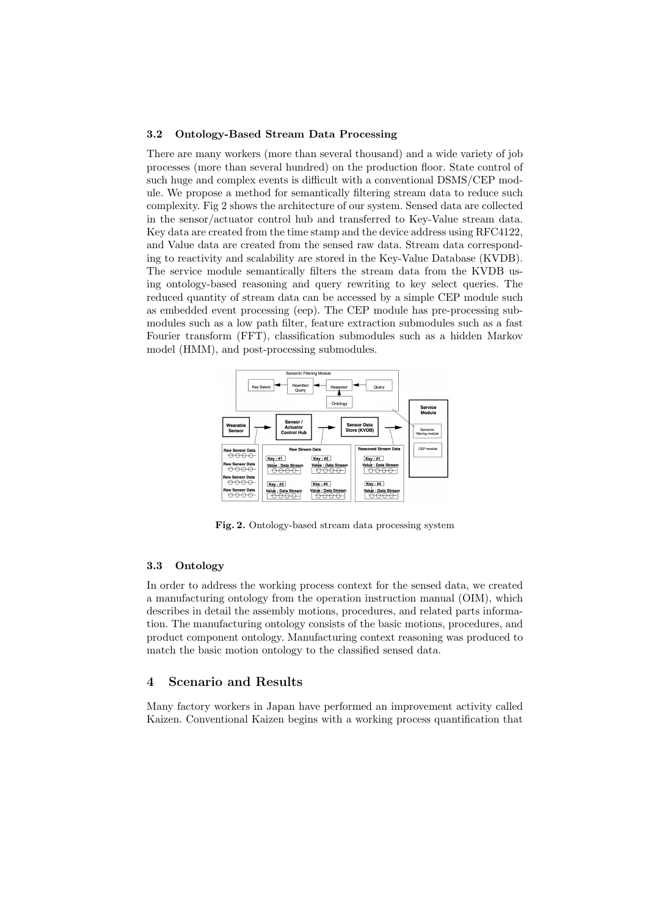### 3.2 Ontology-Based Stream Data Processing

There are many workers (more than several thousand) and a wide variety of job processes (more than several hundred) on the production floor. State control of such huge and complex events is difficult with a conventional DSMS/CEP module. We propose a method for semantically filtering stream data to reduce such complexity. Fig 2 shows the architecture of our system. Sensed data are collected in the sensor/actuator control hub and transferred to Key-Value stream data. Key data are created from the time stamp and the device address using RFC4122, and Value data are created from the sensed raw data. Stream data corresponding to reactivity and scalability are stored in the Key-Value Database (KVDB). The service module semantically filters the stream data from the KVDB using ontology-based reasoning and query rewriting to key select queries. The reduced quantity of stream data can be accessed by a simple CEP module such as embedded event processing (eep). The CEP module has pre-processing submodules such as a low path filter, feature extraction submodules such as a fast Fourier transform (FFT), classification submodules such as a hidden Markov model (HMM), and post-processing submodules.

**Fig. 2.** Ontology-based stream data processing system

### 3.3 Ontology

In order to address the working process context for the sensed data, we created a manufacturing ontology from the operation instruction manual (OIM), which describes in detail the assembly motions, procedures, and related parts information. The manufacturing ontology consists of the basic motions, procedures, and product component ontology. Manufacturing context reasoning was produced to match the basic motion ontology to the classified sensed data.

## 4 Scenario and Results

Many factory workers in Japan have performed an improvement activity called Kaizen. Conventional Kaizen begins with a working process quantification that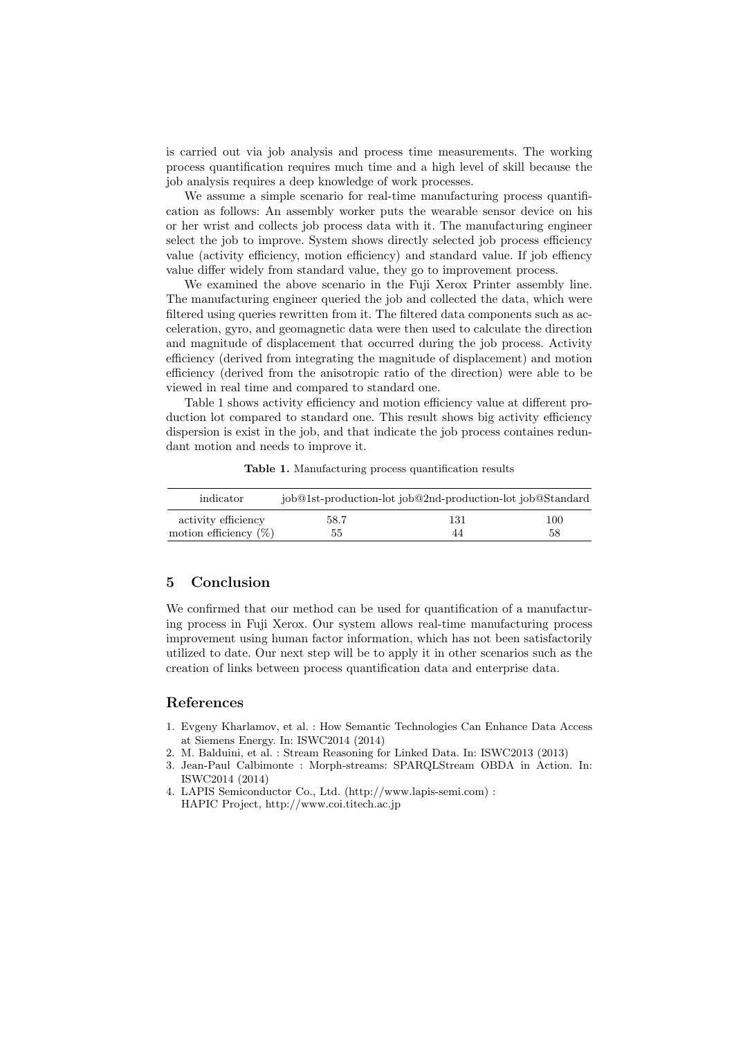is carried out via job analysis and process time measurements. The working process quantification requires much time and a high level of skill because the job analysis requires a deep knowledge of work processes.

We assume a simple scenario for real-time manufacturing process quantification as follows: An assembly worker puts the wearable sensor device on his or her wrist and collects job process data with it. The manufacturing engineer select the job to improve. System shows directly selected job process efficiency value (activity efficiency, motion efficiency) and standard value. If job effiency value differ widely from standard value, they go to improvement process.

We examined the above scenario in the Fuji Xerox Printer assembly line. The manufacturing engineer queried the job and collected the data, which were filtered using queries rewritten from it. The filtered data components such as acceleration, gyro, and geomagnetic data were then used to calculate the direction and magnitude of displacement that occurred during the job process. Activity efficiency (derived from integrating the magnitude of displacement) and motion efficiency (derived from the anisotropic ratio of the direction) were able to be viewed in real time and compared to standard one.

Table 1 shows activity efficiency and motion efficiency value at different production lot compared to standard one. This result shows big activity efficiency dispersion is exist in the job, and that indicate the job process containes redundant motion and needs to improve it.

**Table 1.** Manufacturing process quantification results

| indicator | job@1st-production-lot | job@2nd-production-lot | job@Standard |
|---|---|---|---|
| activity efficiency | 58.7 | 131 | 100 |
| motion efficiency (%) | 55 | 44 | 58 |

## 5 Conclusion

We confirmed that our method can be used for quantification of a manufacturing process in Fuji Xerox. Our system allows real-time manufacturing process improvement using human factor information, which has not been satisfactorily utilized to date. Our next step will be to apply it in other scenarios such as the creation of links between process quantification data and enterprise data.

## References

1. Evgeny Kharlamov, et al. : How Semantic Technologies Can Enhance Data Access at Siemens Energy. In: ISWC2014 (2014)
2. M. Balduini, et al. : Stream Reasoning for Linked Data. In: ISWC2013 (2013)
3. Jean-Paul Calbimonte : Morph-streams: SPARQLStream OBDA in Action. In: ISWC2014 (2014)
4. LAPIS Semiconductor Co., Ltd. (http://www.lapis-semi.com) : HAPIC Project, http://www.coi.titech.ac.jp